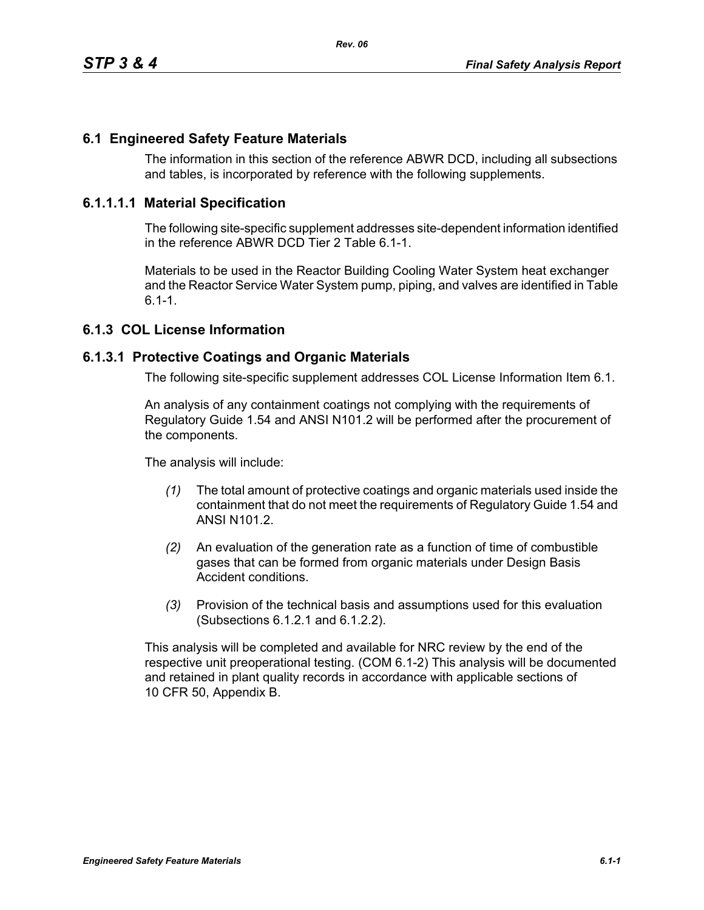## 6.1 Engineered Safety Feature Materials

The information in this section of the reference ABWR DCD, including all subsections and tables, is incorporated by reference with the following supplements.

### 6.1.1.1.1 Material Specification

The following site-specific supplement addresses site-dependent information identified in the reference ABWR DCD Tier 2 Table 6.1-1.

Materials to be used in the Reactor Building Cooling Water System heat exchanger and the Reactor Service Water System pump, piping, and valves are identified in Table 6.1-1.

### 6.1.3 COL License Information

### 6.1.3.1 Protective Coatings and Organic Materials

The following site-specific supplement addresses COL License Information Item 6.1.

An analysis of any containment coatings not complying with the requirements of Regulatory Guide 1.54 and ANSI N101.2 will be performed after the procurement of the components.

The analysis will include:

*(1)* The total amount of protective coatings and organic materials used inside the containment that do not meet the requirements of Regulatory Guide 1.54 and ANSI N101.2.

*(2)* An evaluation of the generation rate as a function of time of combustible gases that can be formed from organic materials under Design Basis Accident conditions.

*(3)* Provision of the technical basis and assumptions used for this evaluation (Subsections 6.1.2.1 and 6.1.2.2).

This analysis will be completed and available for NRC review by the end of the respective unit preoperational testing. (COM 6.1-2) This analysis will be documented and retained in plant quality records in accordance with applicable sections of 10 CFR 50, Appendix B.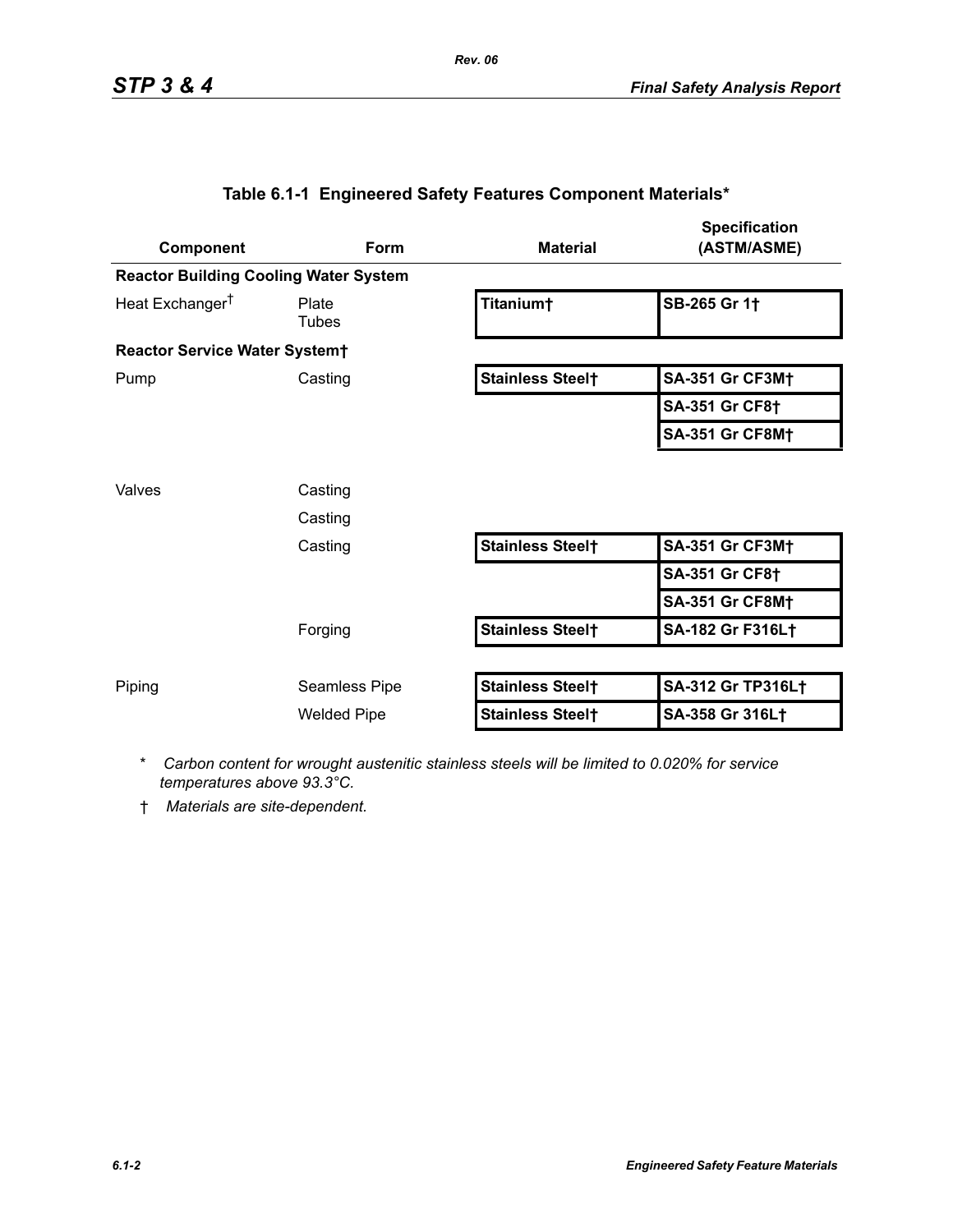## Table 6.1-1 Engineered Safety Features Component Materials*

| Component | Form | Material | Specification (ASTM/ASME) |
|---|---|---|---|
| **Reactor Building Cooling Water System** | | | |
| Heat Exchanger† | Plate<br>Tubes | **Titanium†** | **SB-265 Gr 1†** |
| **Reactor Service Water System†** | | | |
| Pump | Casting | **Stainless Steel†** | **SA-351 Gr CF3M†** |
| | | | **SA-351 Gr CF8†** |
| | | | **SA-351 Gr CF8M†** |
| Valves | Casting | | |
| | Casting | | |
| | Casting | **Stainless Steel†** | **SA-351 Gr CF3M†** |
| | | | **SA-351 Gr CF8†** |
| | | | **SA-351 Gr CF8M†** |
| | Forging | **Stainless Steel†** | **SA-182 Gr F316L†** |
| Piping | Seamless Pipe | **Stainless Steel†** | **SA-312 Gr TP316L†** |
| | Welded Pipe | **Stainless Steel†** | **SA-358 Gr 316L†** |

\* *Carbon content for wrought austenitic stainless steels will be limited to 0.020% for service temperatures above 93.3°C.*

† *Materials are site-dependent.*